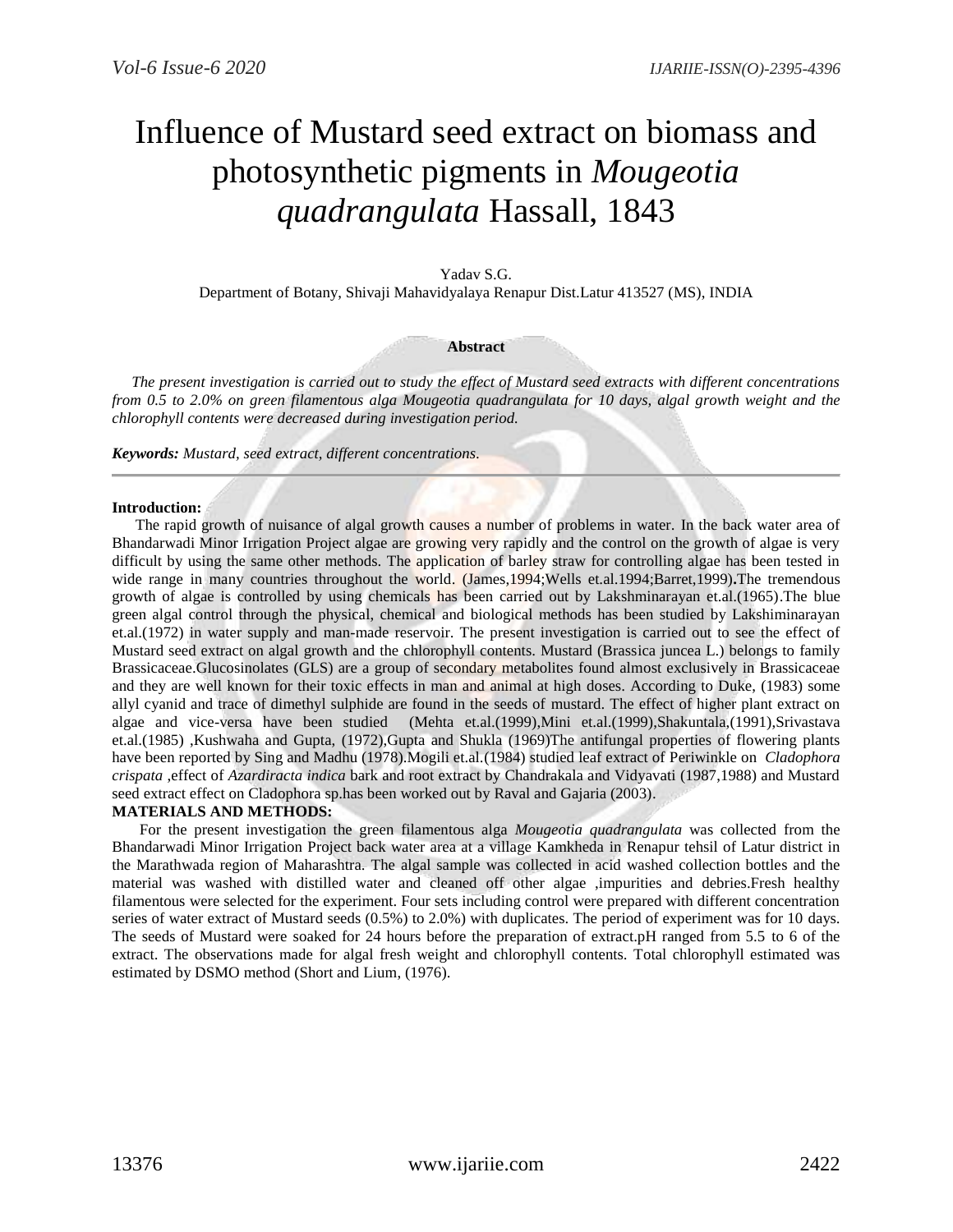# Influence of Mustard seed extract on biomass and photosynthetic pigments in *Mougeotia quadrangulata* Hassall, 1843

Yadav S.G.

Department of Botany, Shivaji Mahavidyalaya Renapur Dist.Latur 413527 (MS), INDIA

**Abstract**

*The present investigation is carried out to study the effect of Mustard seed extracts with different concentrations from 0.5 to 2.0% on green filamentous alga Mougeotia quadrangulata for 10 days, algal growth weight and the chlorophyll contents were decreased during investigation period.*

***Keywords:*** *Mustard, seed extract, different concentrations.*

---

**Introduction:**

The rapid growth of nuisance of algal growth causes a number of problems in water. In the back water area of Bhandarwadi Minor Irrigation Project algae are growing very rapidly and the control on the growth of algae is very difficult by using the same other methods. The application of barley straw for controlling algae has been tested in wide range in many countries throughout the world. (James,1994;Wells et.al.1994;Barret,1999)**.**The tremendous growth of algae is controlled by using chemicals has been carried out by Lakshminarayan et.al.(1965).The blue green algal control through the physical, chemical and biological methods has been studied by Lakshiminarayan et.al.(1972) in water supply and man-made reservoir. The present investigation is carried out to see the effect of Mustard seed extract on algal growth and the chlorophyll contents. Mustard (Brassica juncea L.) belongs to family Brassicaceae.Glucosinolates (GLS) are a group of secondary metabolites found almost exclusively in Brassicaceae and they are well known for their toxic effects in man and animal at high doses. According to Duke, (1983) some allyl cyanid and trace of dimethyl sulphide are found in the seeds of mustard. The effect of higher plant extract on algae and vice-versa have been studied (Mehta et.al.(1999),Mini et.al.(1999),Shakuntala,(1991),Srivastava et.al.(1985) ,Kushwaha and Gupta, (1972),Gupta and Shukla (1969)The antifungal properties of flowering plants have been reported by Sing and Madhu (1978).Mogili et.al.(1984) studied leaf extract of Periwinkle on *Cladophora crispata* ,effect of *Azardiracta indica* bark and root extract by Chandrakala and Vidyavati (1987,1988) and Mustard seed extract effect on Cladophora sp.has been worked out by Raval and Gajaria (2003).

**MATERIALS AND METHODS:**

For the present investigation the green filamentous alga *Mougeotia quadrangulata* was collected from the Bhandarwadi Minor Irrigation Project back water area at a village Kamkheda in Renapur tehsil of Latur district in the Marathwada region of Maharashtra. The algal sample was collected in acid washed collection bottles and the material was washed with distilled water and cleaned off other algae ,impurities and debries.Fresh healthy filamentous were selected for the experiment. Four sets including control were prepared with different concentration series of water extract of Mustard seeds (0.5%) to 2.0%) with duplicates. The period of experiment was for 10 days. The seeds of Mustard were soaked for 24 hours before the preparation of extract.pH ranged from 5.5 to 6 of the extract. The observations made for algal fresh weight and chlorophyll contents. Total chlorophyll estimated was estimated by DSMO method (Short and Lium, (1976).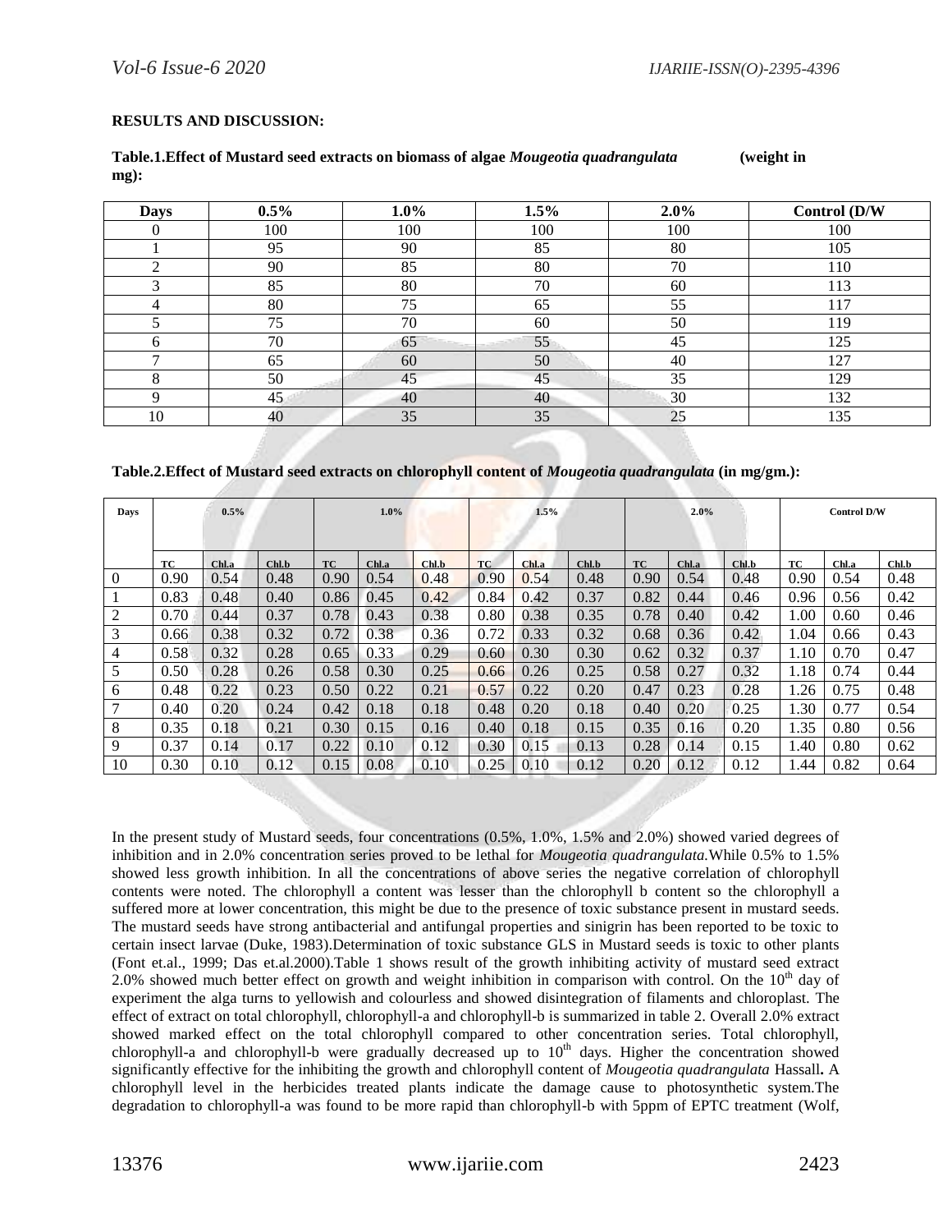**RESULTS AND DISCUSSION:**

**Table.1.Effect of Mustard seed extracts on biomass of algae *Mougeotia quadrangulata* (weight in mg):**

| Days | 0.5% | 1.0% | 1.5% | 2.0% | Control (D/W |
|---|---|---|---|---|---|
| 0 | 100 | 100 | 100 | 100 | 100 |
| 1 | 95 | 90 | 85 | 80 | 105 |
| 2 | 90 | 85 | 80 | 70 | 110 |
| 3 | 85 | 80 | 70 | 60 | 113 |
| 4 | 80 | 75 | 65 | 55 | 117 |
| 5 | 75 | 70 | 60 | 50 | 119 |
| 6 | 70 | 65 | 55 | 45 | 125 |
| 7 | 65 | 60 | 50 | 40 | 127 |
| 8 | 50 | 45 | 45 | 35 | 129 |
| 9 | 45 | 40 | 40 | 30 | 132 |
| 10 | 40 | 35 | 35 | 25 | 135 |

**Table.2.Effect of Mustard seed extracts on chlorophyll content of *Mougeotia quadrangulata* (in mg/gm.):**

| Days | 0.5% | | | 1.0% | | | 1.5% | | | 2.0% | | | Control D/W | | |
|---|---|---|---|---|---|---|---|---|---|---|---|---|---|---|---|
| | TC | Chl.a | Chl.b | TC | Chl.a | Chl.b | TC | Chl.a | Chl.b | TC | Chl.a | Chl.b | TC | Chl.a | Chl.b |
| 0 | 0.90 | 0.54 | 0.48 | 0.90 | 0.54 | 0.48 | 0.90 | 0.54 | 0.48 | 0.90 | 0.54 | 0.48 | 0.90 | 0.54 | 0.48 |
| 1 | 0.83 | 0.48 | 0.40 | 0.86 | 0.45 | 0.42 | 0.84 | 0.42 | 0.37 | 0.82 | 0.44 | 0.46 | 0.96 | 0.56 | 0.42 |
| 2 | 0.70 | 0.44 | 0.37 | 0.78 | 0.43 | 0.38 | 0.80 | 0.38 | 0.35 | 0.78 | 0.40 | 0.42 | 1.00 | 0.60 | 0.46 |
| 3 | 0.66 | 0.38 | 0.32 | 0.72 | 0.38 | 0.36 | 0.72 | 0.33 | 0.32 | 0.68 | 0.36 | 0.42 | 1.04 | 0.66 | 0.43 |
| 4 | 0.58 | 0.32 | 0.28 | 0.65 | 0.33 | 0.29 | 0.60 | 0.30 | 0.30 | 0.62 | 0.32 | 0.37 | 1.10 | 0.70 | 0.47 |
| 5 | 0.50 | 0.28 | 0.26 | 0.58 | 0.30 | 0.25 | 0.66 | 0.26 | 0.25 | 0.58 | 0.27 | 0.32 | 1.18 | 0.74 | 0.44 |
| 6 | 0.48 | 0.22 | 0.23 | 0.50 | 0.22 | 0.21 | 0.57 | 0.22 | 0.20 | 0.47 | 0.23 | 0.28 | 1.26 | 0.75 | 0.48 |
| 7 | 0.40 | 0.20 | 0.24 | 0.42 | 0.18 | 0.18 | 0.48 | 0.20 | 0.18 | 0.40 | 0.20 | 0.25 | 1.30 | 0.77 | 0.54 |
| 8 | 0.35 | 0.18 | 0.21 | 0.30 | 0.15 | 0.16 | 0.40 | 0.18 | 0.15 | 0.35 | 0.16 | 0.20 | 1.35 | 0.80 | 0.56 |
| 9 | 0.37 | 0.14 | 0.17 | 0.22 | 0.10 | 0.12 | 0.30 | 0.15 | 0.13 | 0.28 | 0.14 | 0.15 | 1.40 | 0.80 | 0.62 |
| 10 | 0.30 | 0.10 | 0.12 | 0.15 | 0.08 | 0.10 | 0.25 | 0.10 | 0.12 | 0.20 | 0.12 | 0.12 | 1.44 | 0.82 | 0.64 |

In the present study of Mustard seeds, four concentrations (0.5%, 1.0%, 1.5% and 2.0%) showed varied degrees of inhibition and in 2.0% concentration series proved to be lethal for *Mougeotia quadrangulata.*While 0.5% to 1.5% showed less growth inhibition. In all the concentrations of above series the negative correlation of chlorophyll contents were noted. The chlorophyll a content was lesser than the chlorophyll b content so the chlorophyll a suffered more at lower concentration, this might be due to the presence of toxic substance present in mustard seeds. The mustard seeds have strong antibacterial and antifungal properties and sinigrin has been reported to be toxic to certain insect larvae (Duke, 1983).Determination of toxic substance GLS in Mustard seeds is toxic to other plants (Font et.al., 1999; Das et.al.2000).Table 1 shows result of the growth inhibiting activity of mustard seed extract 2.0% showed much better effect on growth and weight inhibition in comparison with control. On the 10$^{th}$ day of experiment the alga turns to yellowish and colourless and showed disintegration of filaments and chloroplast. The effect of extract on total chlorophyll, chlorophyll-a and chlorophyll-b is summarized in table 2. Overall 2.0% extract showed marked effect on the total chlorophyll compared to other concentration series. Total chlorophyll, chlorophyll-a and chlorophyll-b were gradually decreased up to 10$^{th}$ days. Higher the concentration showed significantly effective for the inhibiting the growth and chlorophyll content of *Mougeotia quadrangulata* Hassall**.** A chlorophyll level in the herbicides treated plants indicate the damage cause to photosynthetic system.The degradation to chlorophyll-a was found to be more rapid than chlorophyll-b with 5ppm of EPTC treatment (Wolf,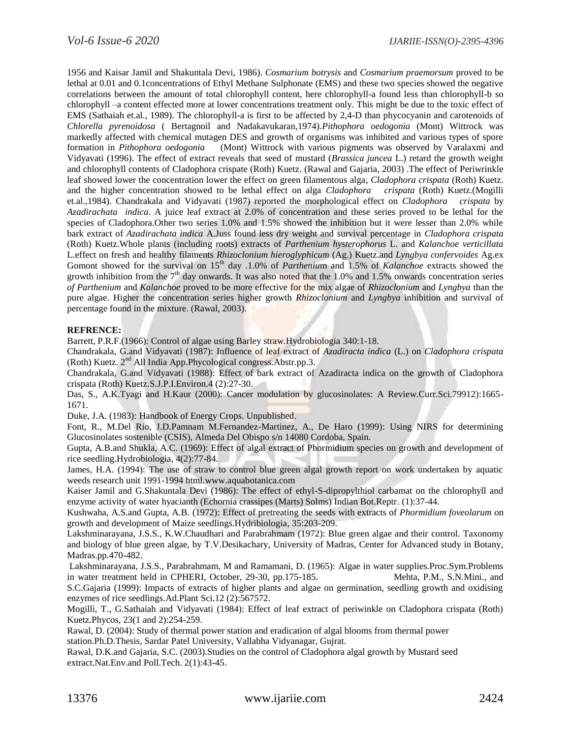1956 and Kaisar Jamil and Shakuntala Devi, 1986). *Cosmarium botrysis* and *Cosmarium praemorsum* proved to be lethal at 0.01 and 0.1concentrations of Ethyl Methane Sulphonate (EMS) and these two species showed the negative correlations between the amount of total chlorophyll content, here chlorophyll-a found less than chlorophyll-b so chlorophyll –a content effected more at lower concentrations treatment only. This might be due to the toxic effect of EMS (Sathaiah et.al., 1989). The chlorophyll-a is first to be affected by 2,4-D than phycocyanin and carotenoids of *Chlorella pyrenoidosa* ( Bertagnoil and Nadakavukaran,1974).*Pithophora oedogonia* (Mont) Wittrock was markedly affected with chemical mutagen DES and growth of organisms was inhibited and various types of spore formation in *Pithophora oedogonia* (Mont) Wittrock with various pigments was observed by Varalaxmi and Vidyavati (1996). The effect of extract reveals that seed of mustard (*Brassica juncea* L.) retard the growth weight and chlorophyll contents of Cladophora crispate (Roth) Kuetz. (Rawal and Gajaria, 2003) .The effect of Periwrinkle leaf showed lower the concentration lower the effect on green filamentous alga, *Cladophora crispata* (Roth) Kuetz. and the higher concentration showed to be lethal effect on alga *Cladophora crispata* (Roth) Kuetz.(Mogilli et.al.,1984). Chandrakala and Vidyavati (1987) reported the morphological effect on *Cladophora crispata* by *Azadirachata indica*. A juice leaf extract at 2.0% of concentration and these series proved to be lethal for the species of Cladophora.Other two series 1.0% and 1.5% showed the inhibition but it were lesser than 2.0% while bark extract of *Azadirachata indica* A.Juss found less dry weight and survival percentage in *Cladophora crispata* (Roth) Kuetz.Whole plants (including roots) extracts of *Parthenium hysterophorus* L. and *Kalanchoe verticillata* L.effect on fresh and healthy filaments *Rhizoclonium hieroglyphicum* (Ag.) Kuetz.and *Lyngbya confervoides* Ag.ex Gomont showed for the survival on 15[th] day .1.0% of *Parthenium* and 1.5% of *Kalanchoe* extracts showed the growth inhibition from the 7[th] day onwards. It was also noted that the 1.0% and 1.5% onwards concentration series *of Parthenium* and *Kalanchoe* proved to be more effective for the mix algae of *Rhizoclonium* and *Lyngbya* than the pure algae. Higher the concentration series higher growth *Rhizoclonium* and *Lyngbya* inhibition and survival of percentage found in the mixture. (Rawal, 2003).

**REFRENCE:**

Barrett, P.R.F.(1966): Control of algae using Barley straw.Hydrobiologia 340:1-18.

Chandrakala, G.and Vidyavati (1987): Influence of leaf extract of *Azadiracta indica* (L.) on *Cladophora crispata* (Roth) Kuetz. 2[nd] All India App.Phycological congress.Abstr.pp.3.

Chandrakala, G.and Vidyavati (1988): Effect of bark extract of Azadiracta indica on the growth of Cladophora crispata (Roth) Kuetz.S.J.P.I.Environ.4 (2):27-30.

Das, S., A.K.Tyagi and H.Kaur (2000): Cancer modulation by glucosinolates: A Review.Curr.Sci.79912):1665-1671.

Duke, J.A. (1983): Handbook of Energy Crops. Unpublished.

Font, R., M.Del Rio, J.D.Pamnam M.Fernandez-Martinez, A., De Haro (1999): Using NIRS for determining Glucosinolates sostenible (CSIS), Almeda Del Obispo s/n 14080 Cordoba, Spain.

Gupta, A.B.and Shukla, A.C. (1969): Effect of algal extract of Phormidium species on growth and development of rice seedling.Hydrobiologia, 4(2):77-84.

James, H.A. (1994): The use of straw to control blue green algal growth report on work undertaken by aquatic weeds research unit 1991-1994 html.www.aquabotanica.com

Kaiser Jamil and G.Shakuntala Devi (1986): The effect of ethyl-S-dipropylthiol carbamat on the chlorophyll and enzyme activity of water hyacianth (Echornia crassipes (Marts) Solms) Indian Bot.Reptr. (1):37-44.

Kushwaha, A.S.and Gupta, A.B. (1972): Effect of pretreating the seeds with extracts of *Phormidium foveolarum* on growth and development of Maize seedlings.Hydribiologia, 35:203-209.

Lakshminarayana, J.S.S., K.W.Chaudhari and Parabrahmam (1972): Blue green algae and their control. Taxonomy and biology of blue green algae, by T.V.Desikachary, University of Madras, Center for Advanced study in Botany, Madras.pp.470-482.

Lakshminarayana, J.S.S., Parabrahmam, M and Ramamani, D. (1965): Algae in water supplies.Proc.Sym.Problems in water treatment held in CPHERI, October, 29-30, pp.175-185.

Mehta, P.M., S.N.Mini., and S.C.Gajaria (1999): Impacts of extracts of higher plants and algae on germination, seedling growth and oxidising enzymes of rice seedlings.Ad.Plant Sci.12 (2):567572.

Mogilli, T., G.Sathaiah and Vidyavati (1984): Effect of leaf extract of periwinkle on Cladophora crispata (Roth) Kuetz.Phycos, 23(1 and 2):254-259.

Rawal, D. (2004): Study of thermal power station and eradication of algal blooms from thermal power station.Ph.D.Thesis, Sardar Patel University, Vallabha Vidyanagar, Gujrat.

Rawal, D.K.and Gajaria, S.C. (2003).Studies on the control of Cladophora algal growth by Mustard seed extract.Nat.Env.and Poll.Tech. 2(1):43-45.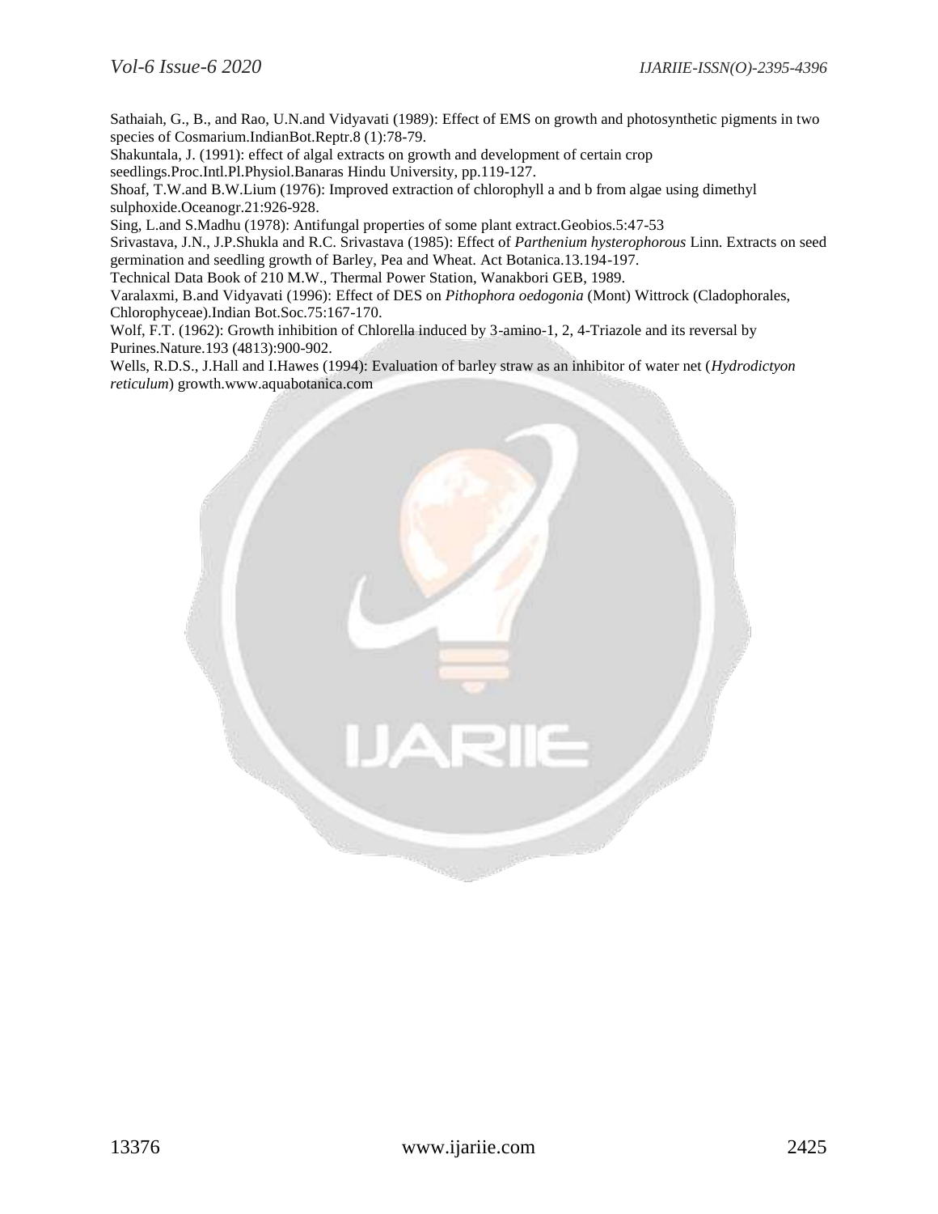Sathaiah, G., B., and Rao, U.N.and Vidyavati (1989): Effect of EMS on growth and photosynthetic pigments in two species of Cosmarium.IndianBot.Reptr.8 (1):78-79.

Shakuntala, J. (1991): effect of algal extracts on growth and development of certain crop seedlings.Proc.Intl.Pl.Physiol.Banaras Hindu University, pp.119-127.

Shoaf, T.W.and B.W.Lium (1976): Improved extraction of chlorophyll a and b from algae using dimethyl sulphoxide.Oceanogr.21:926-928.

Sing, L.and S.Madhu (1978): Antifungal properties of some plant extract.Geobios.5:47-53

Srivastava, J.N., J.P.Shukla and R.C. Srivastava (1985): Effect of *Parthenium hysterophorous* Linn. Extracts on seed germination and seedling growth of Barley, Pea and Wheat. Act Botanica.13.194-197.

Technical Data Book of 210 M.W., Thermal Power Station, Wanakbori GEB, 1989.

Varalaxmi, B.and Vidyavati (1996): Effect of DES on *Pithophora oedogonia* (Mont) Wittrock (Cladophorales, Chlorophyceae).Indian Bot.Soc.75:167-170.

Wolf, F.T. (1962): Growth inhibition of Chlorella induced by 3-amino-1, 2, 4-Triazole and its reversal by Purines.Nature.193 (4813):900-902.

Wells, R.D.S., J.Hall and I.Hawes (1994): Evaluation of barley straw as an inhibitor of water net (*Hydrodictyon reticulum*) growth.www.aquabotanica.com